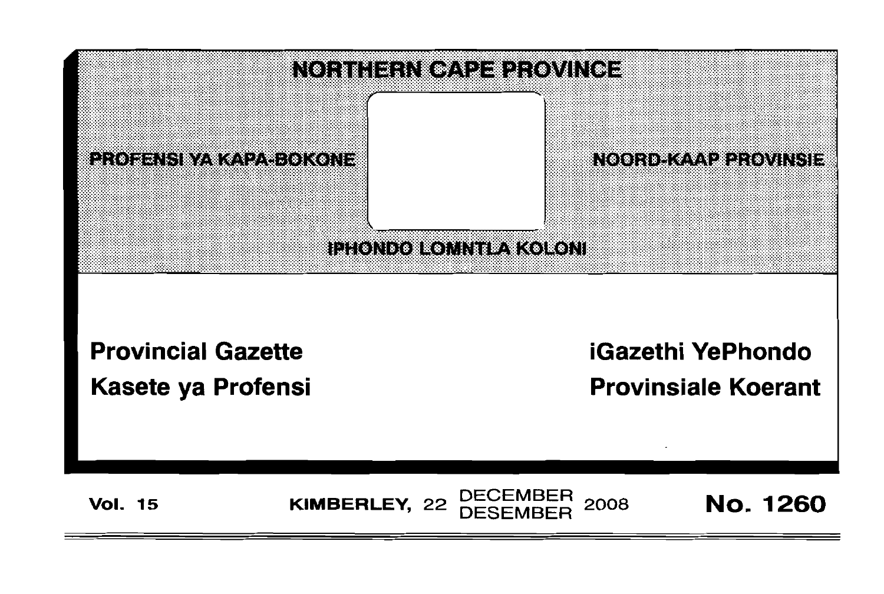# NORTHERN CAPE PROVINCE

PROFENSI YA KAPA-BOKONE

NOORD-KAAP PROVINSIE

IPHONDO LOMNTLA KOLONI

**Provincial Gazette**

**Kasete ya Profensi**

**iGazethi YePhondo**

**Provinsiale Koerant**

**Vol. 15** — **KIMBERLEY,** 22 DECEMBER / DESEMBER 2008 — **No. 1260**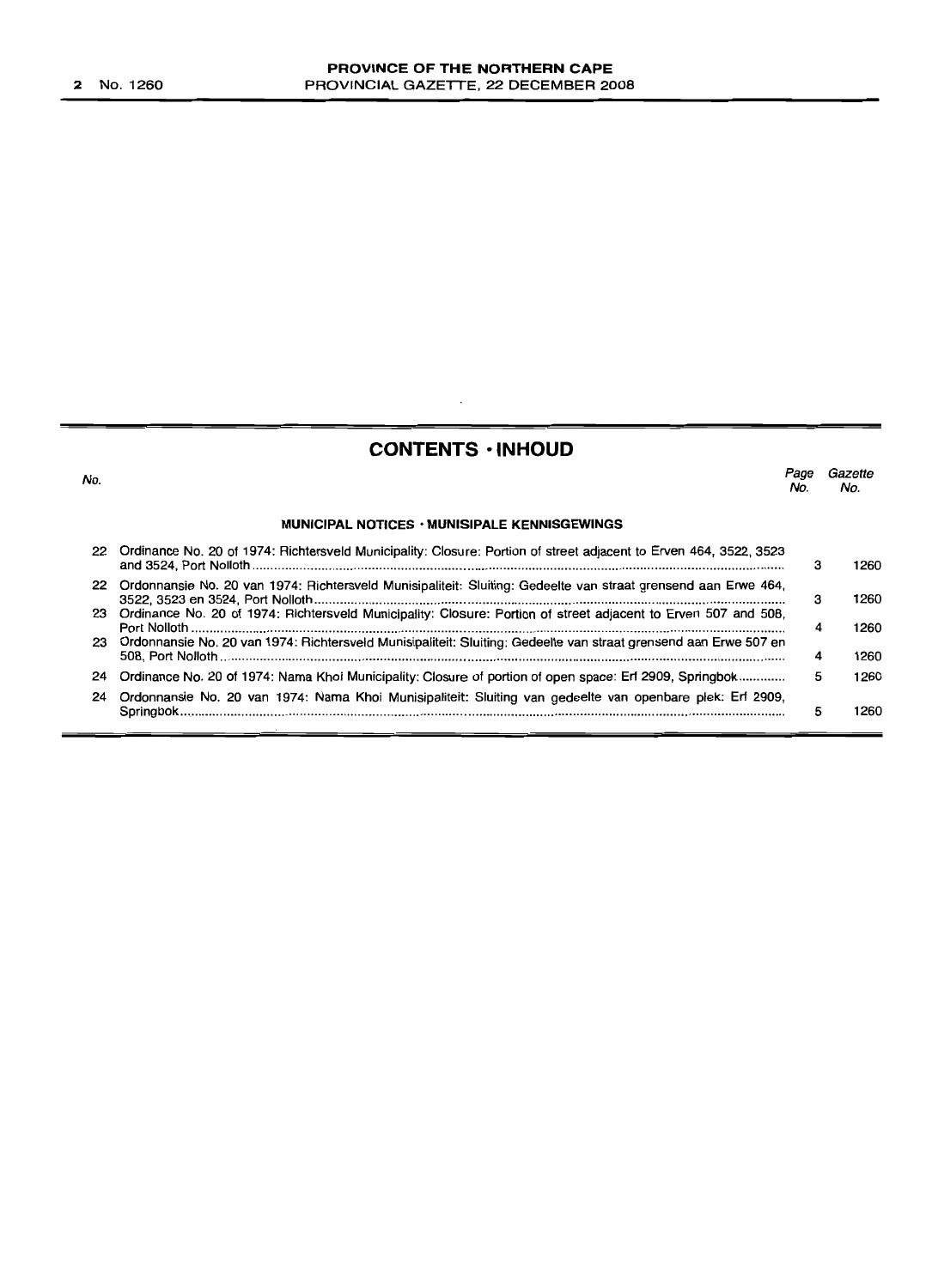## CONTENTS · INHOUD

| No. | | Page No. | Gazette No. |
|---|---|---|---|
| | **MUNICIPAL NOTICES · MUNISIPALE KENNISGEWINGS** | | |
| 22 | Ordinance No. 20 of 1974: Richtersveld Municipality: Closure: Portion of street adjacent to Erven 464, 3522, 3523 and 3524, Port Nolloth | 3 | 1260 |
| 22 | Ordonnansie No. 20 van 1974: Richtersveld Munisipaliteit: Sluiting: Gedeelte van straat grensend aan Erwe 464, 3522, 3523 en 3524, Port Nolloth | 3 | 1260 |
| 23 | Ordinance No. 20 of 1974: Richtersveld Municipality: Closure: Portion of street adjacent to Erven 507 and 508, Port Nolloth | 4 | 1260 |
| 23 | Ordonnansie No. 20 van 1974: Richtersveld Munisipaliteit: Sluiting: Gedeelte van straat grensend aan Erwe 507 en 508, Port Nolloth | 4 | 1260 |
| 24 | Ordinance No. 20 of 1974: Nama Khoi Municipality: Closure of portion of open space: Erf 2909, Springbok | 5 | 1260 |
| 24 | Ordonnansie No. 20 van 1974: Nama Khoi Munisipaliteit: Sluiting van gedeelte van openbare plek: Erf 2909, Springbok | 5 | 1260 |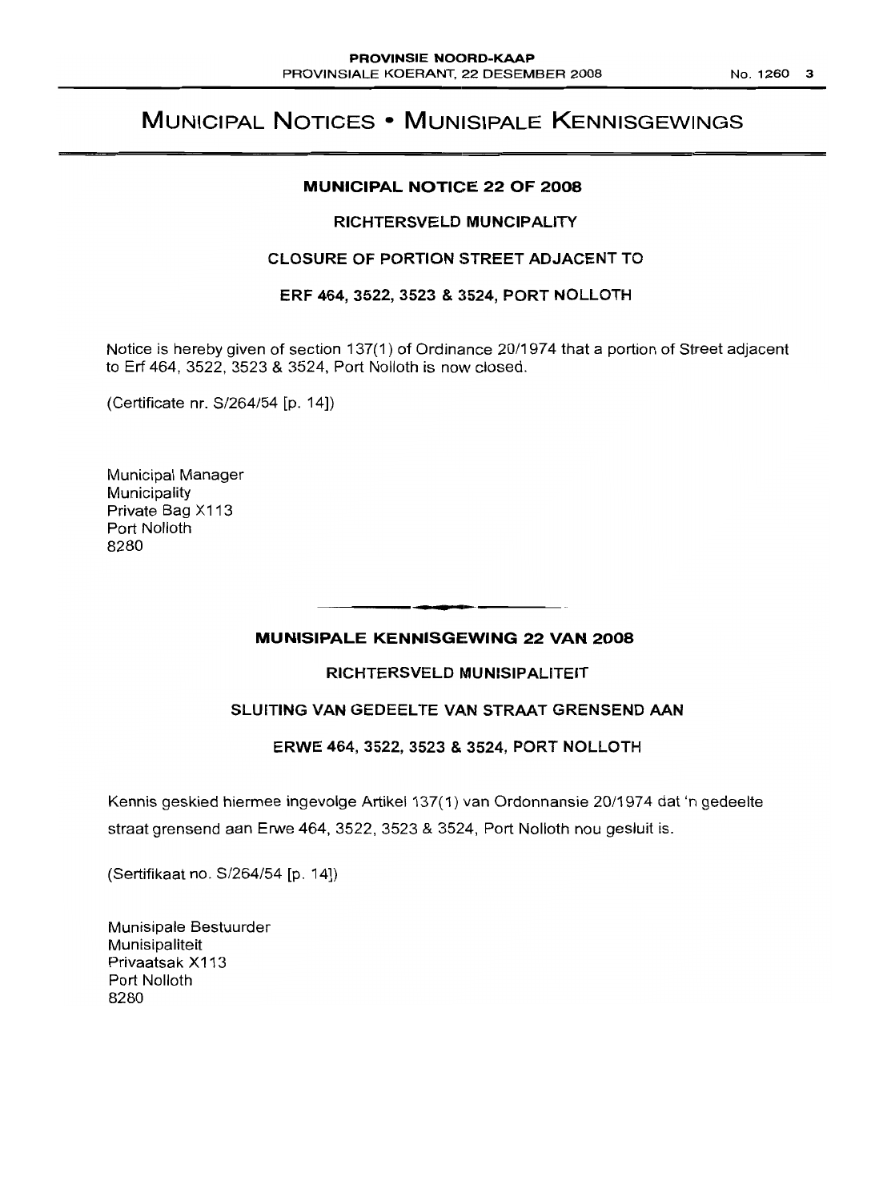# MUNICIPAL NOTICES • MUNISIPALE KENNISGEWINGS

## MUNICIPAL NOTICE 22 OF 2008

### RICHTERSVELD MUNCIPALITY

### CLOSURE OF PORTION STREET ADJACENT TO

### ERF 464, 3522, 3523 & 3524, PORT NOLLOTH

Notice is hereby given of section 137(1) of Ordinance 20/1974 that a portion of Street adjacent to Erf 464, 3522, 3523 & 3524, Port Nolloth is now closed.

(Certificate nr. S/264/54 [p. 14])

Municipal Manager
Municipality
Private Bag X113
Port Nolloth
8280

## MUNISIPALE KENNISGEWING 22 VAN 2008

### RICHTERSVELD MUNISIPALITEIT

### SLUITING VAN GEDEELTE VAN STRAAT GRENSEND AAN

### ERWE 464, 3522, 3523 & 3524, PORT NOLLOTH

Kennis geskied hiermee ingevolge Artikel 137(1) van Ordonnansie 20/1974 dat 'n gedeelte straat grensend aan Erwe 464, 3522, 3523 & 3524, Port Nolloth nou gesluit is.

(Sertifikaat no. S/264/54 [p. 14])

Munisipale Bestuurder
Munisipaliteit
Privaatsak X113
Port Nolloth
8280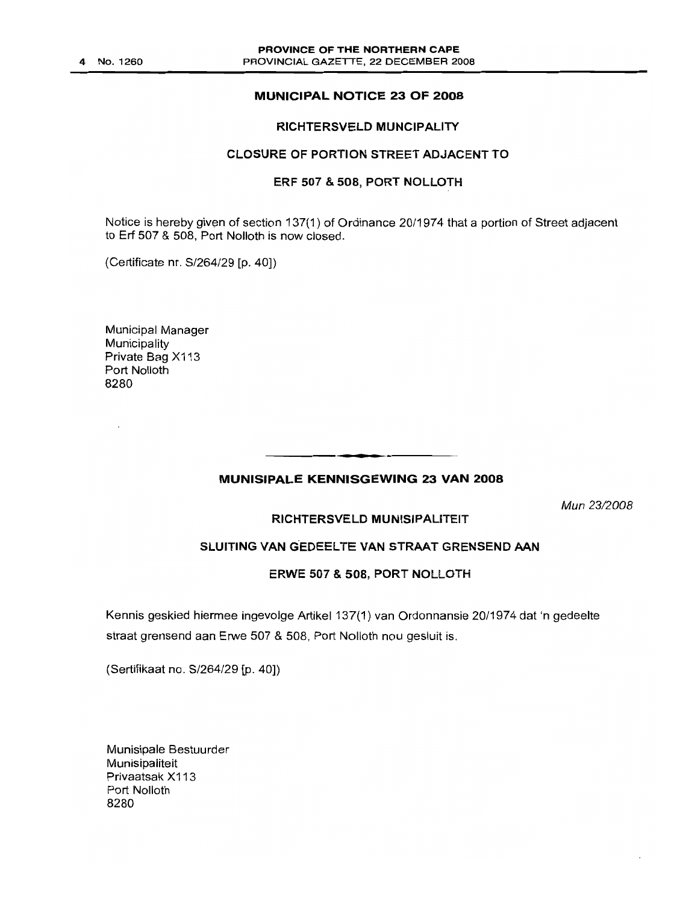## MUNICIPAL NOTICE 23 OF 2008

### RICHTERSVELD MUNCIPALITY

### CLOSURE OF PORTION STREET ADJACENT TO

### ERF 507 & 508, PORT NOLLOTH

Notice is hereby given of section 137(1) of Ordinance 20/1974 that a portion of Street adjacent to Erf 507 & 508, Port Nolloth is now closed.

(Certificate nr. S/264/29 [p. 40])

Municipal Manager
Municipality
Private Bag X113
Port Nolloth
8280

---

## MUNISIPALE KENNISGEWING 23 VAN 2008

*Mun 23/2008*

### RICHTERSVELD MUNISIPALITEIT

### SLUITING VAN GEDEELTE VAN STRAAT GRENSEND AAN

### ERWE 507 & 508, PORT NOLLOTH

Kennis geskied hiermee ingevolge Artikel 137(1) van Ordonnansie 20/1974 dat 'n gedeelte straat grensend aan Erwe 507 & 508, Port Nolloth nou gesluit is.

(Sertifikaat no. S/264/29 [p. 40])

Munisipale Bestuurder
Munisipaliteit
Privaatsak X113
Port Nolloth
8280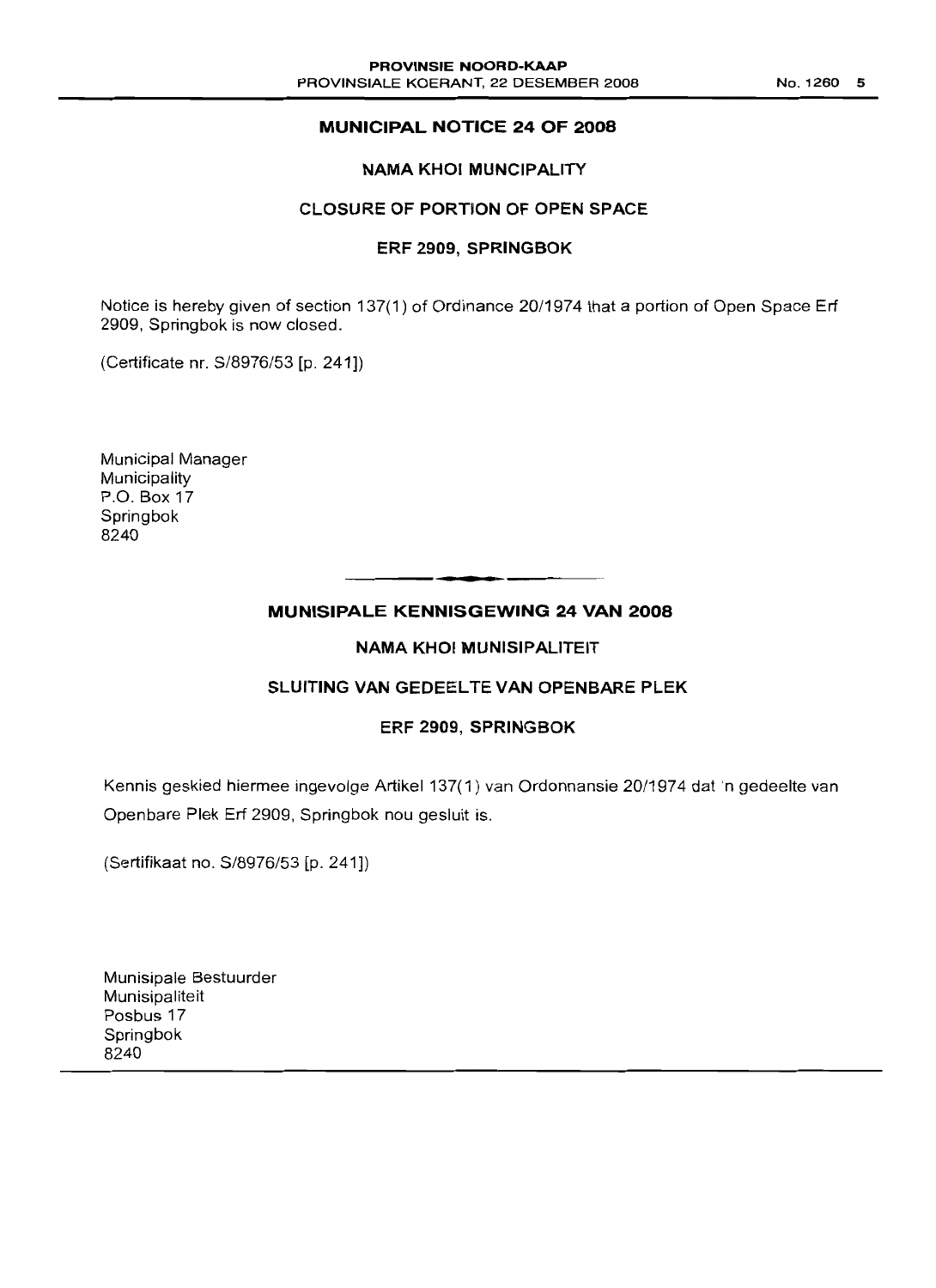## MUNICIPAL NOTICE 24 OF 2008

### NAMA KHOI MUNCIPALITY

### CLOSURE OF PORTION OF OPEN SPACE

### ERF 2909, SPRINGBOK

Notice is hereby given of section 137(1) of Ordinance 20/1974 that a portion of Open Space Erf 2909, Springbok is now closed.

(Certificate nr. S/8976/53 [p. 241])

Municipal Manager
Municipality
P.O. Box 17
Springbok
8240

---

## MUNISIPALE KENNISGEWING 24 VAN 2008

### NAMA KHOI MUNISIPALITEIT

### SLUITING VAN GEDEELTE VAN OPENBARE PLEK

### ERF 2909, SPRINGBOK

Kennis geskied hiermee ingevolge Artikel 137(1) van Ordonnansie 20/1974 dat 'n gedeelte van Openbare Plek Erf 2909, Springbok nou gesluit is.

(Sertifikaat no. S/8976/53 [p. 241])

Munisipale Bestuurder
Munisipaliteit
Posbus 17
Springbok
8240